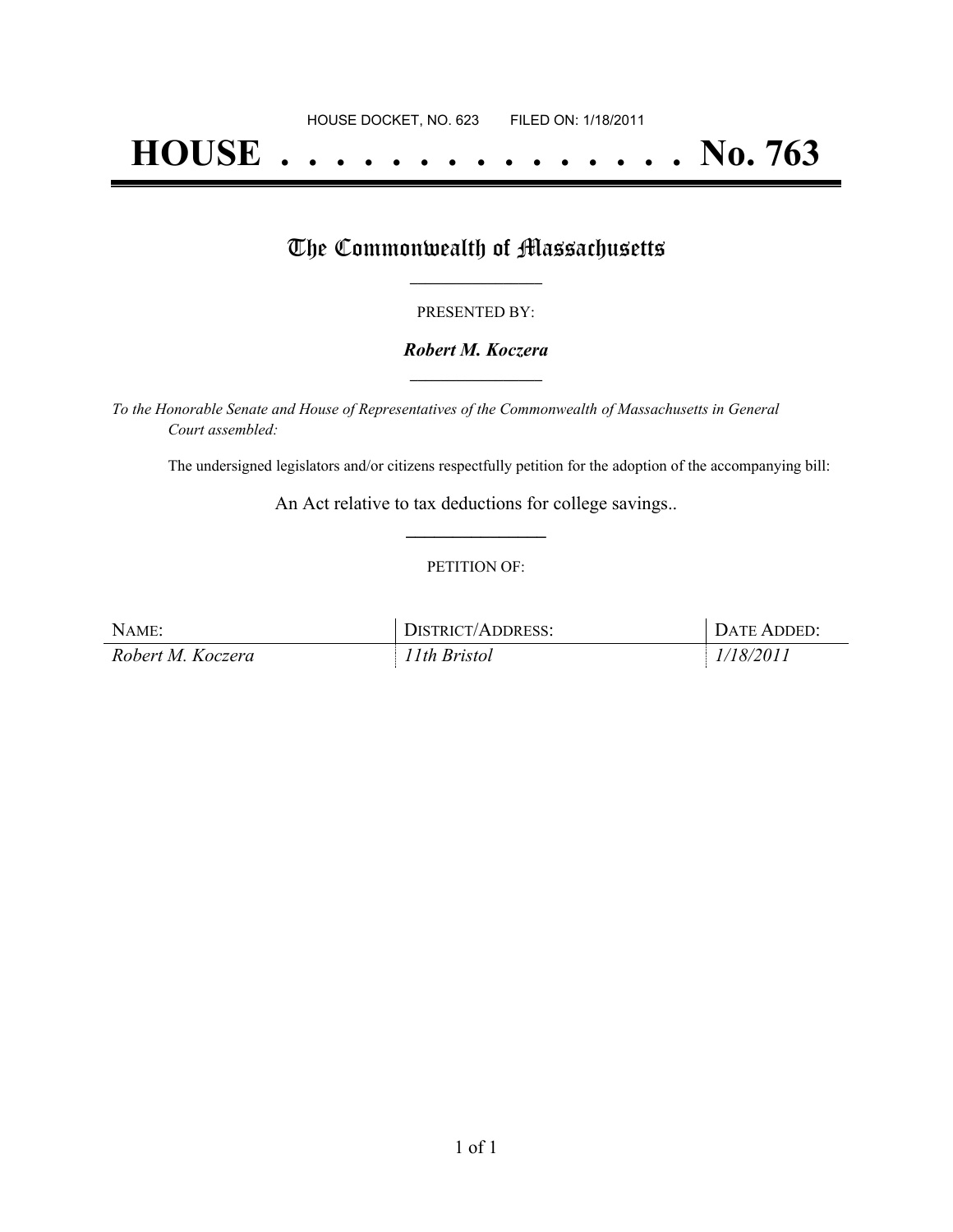HOUSE DOCKET, NO. 623        FILED ON: 1/18/2011

# HOUSE . . . . . . . . . . . . . . . No. 763

## The Commonwealth of Massachusetts

PRESENTED BY:

***Robert M. Koczera***

*To the Honorable Senate and House of Representatives of the Commonwealth of Massachusetts in General Court assembled:*

The undersigned legislators and/or citizens respectfully petition for the adoption of the accompanying bill:

An Act relative to tax deductions for college savings..

PETITION OF:

| NAME: | DISTRICT/ADDRESS: | DATE ADDED: |
|---|---|---|
| *Robert M. Koczera* | *11th Bristol* | *1/18/2011* |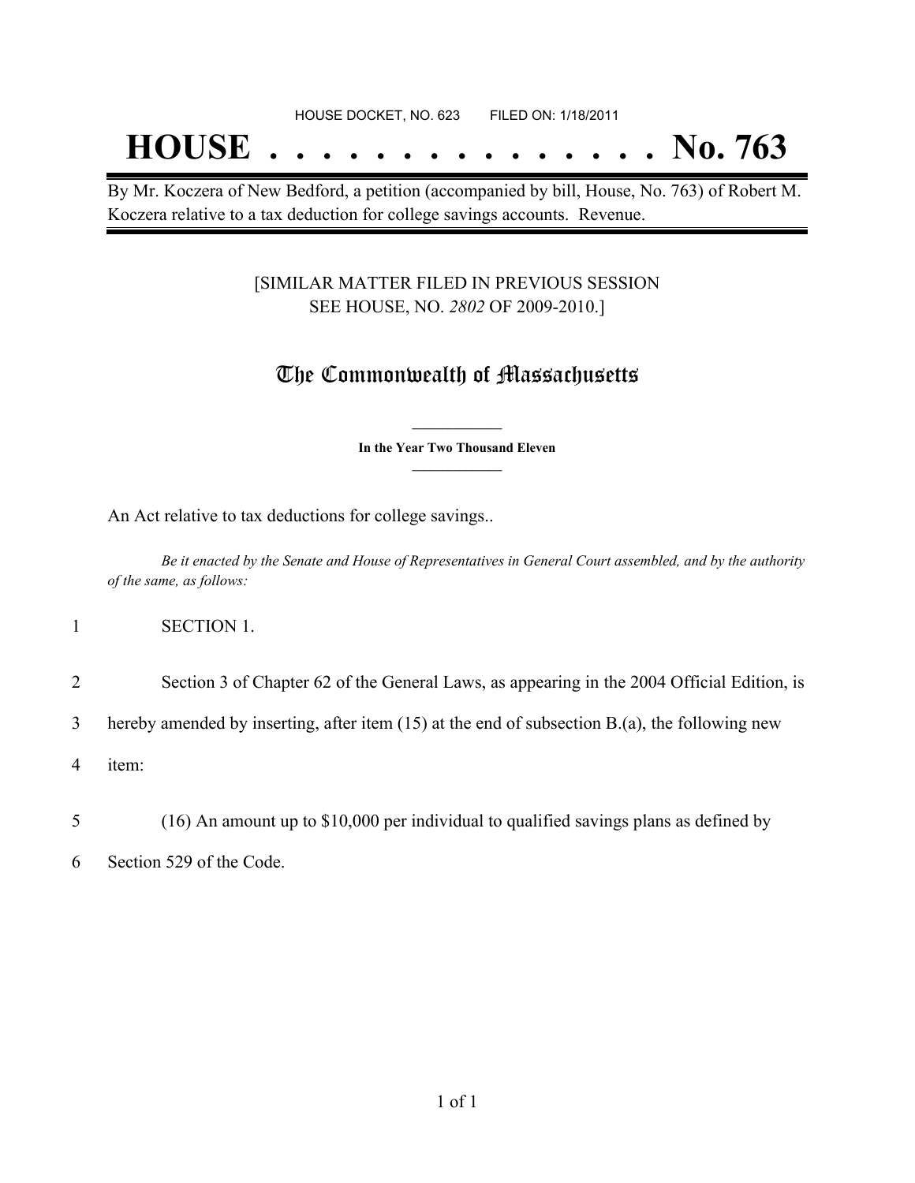HOUSE DOCKET, NO. 623 FILED ON: 1/18/2011

# HOUSE . . . . . . . . . . . . . . . No. 763

By Mr. Koczera of New Bedford, a petition (accompanied by bill, House, No. 763) of Robert M. Koczera relative to a tax deduction for college savings accounts. Revenue.

[SIMILAR MATTER FILED IN PREVIOUS SESSION SEE HOUSE, NO. *2802* OF 2009-2010.]

## The Commonwealth of Massachusetts

**In the Year Two Thousand Eleven**

An Act relative to tax deductions for college savings..

*Be it enacted by the Senate and House of Representatives in General Court assembled, and by the authority of the same, as follows:*

1 SECTION 1.

2 Section 3 of Chapter 62 of the General Laws, as appearing in the 2004 Official Edition, is
3 hereby amended by inserting, after item (15) at the end of subsection B.(a), the following new
4 item:

5 (16) An amount up to $10,000 per individual to qualified savings plans as defined by
6 Section 529 of the Code.